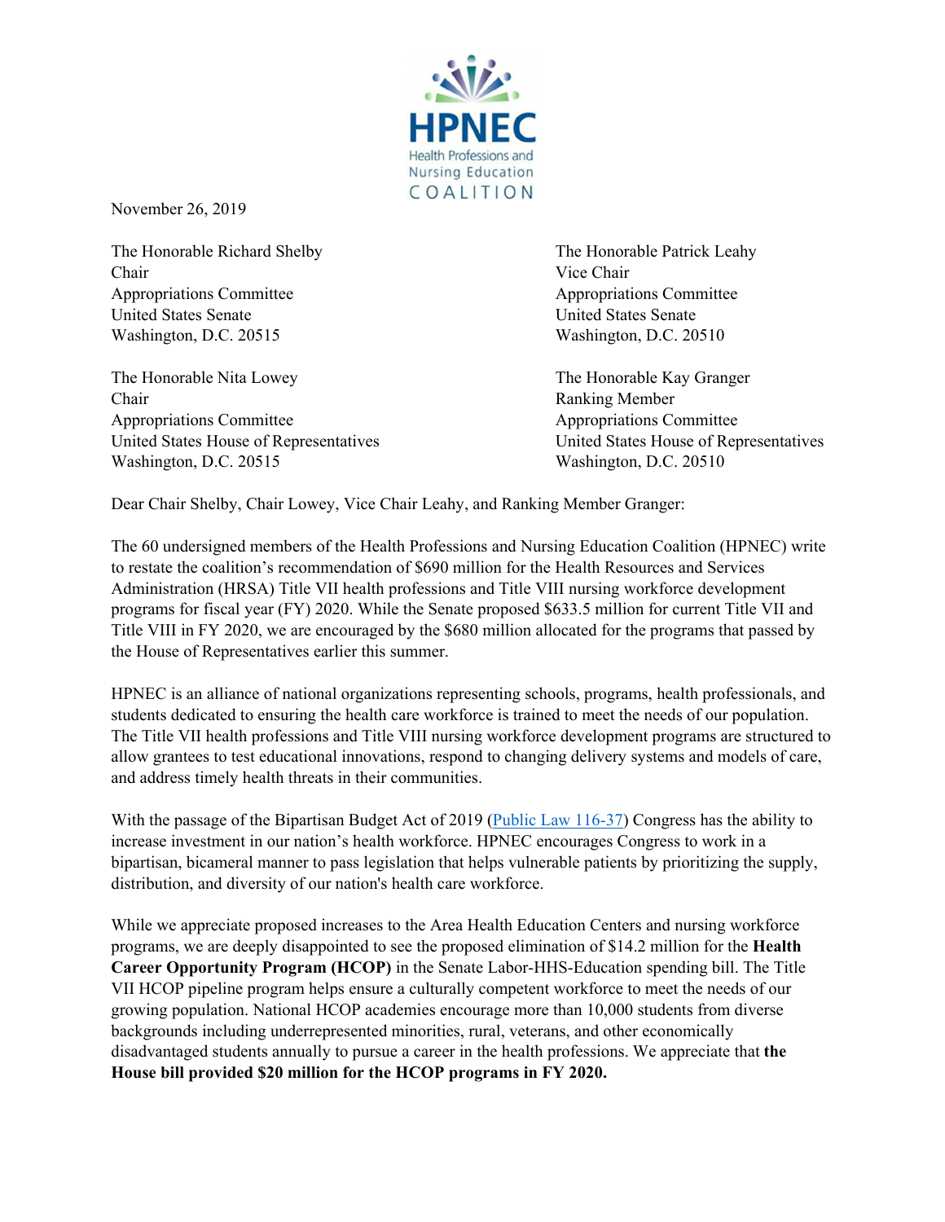HPNEC

Health Professions and Nursing Education

COALITION

November 26, 2019

The Honorable Richard Shelby
Chair
Appropriations Committee
United States Senate
Washington, D.C. 20515

The Honorable Patrick Leahy
Vice Chair
Appropriations Committee
United States Senate
Washington, D.C. 20510

The Honorable Nita Lowey
Chair
Appropriations Committee
United States House of Representatives
Washington, D.C. 20515

The Honorable Kay Granger
Ranking Member
Appropriations Committee
United States House of Representatives
Washington, D.C. 20510

Dear Chair Shelby, Chair Lowey, Vice Chair Leahy, and Ranking Member Granger:

The 60 undersigned members of the Health Professions and Nursing Education Coalition (HPNEC) write to restate the coalition's recommendation of $690 million for the Health Resources and Services Administration (HRSA) Title VII health professions and Title VIII nursing workforce development programs for fiscal year (FY) 2020. While the Senate proposed $633.5 million for current Title VII and Title VIII in FY 2020, we are encouraged by the $680 million allocated for the programs that passed by the House of Representatives earlier this summer.

HPNEC is an alliance of national organizations representing schools, programs, health professionals, and students dedicated to ensuring the health care workforce is trained to meet the needs of our population. The Title VII health professions and Title VIII nursing workforce development programs are structured to allow grantees to test educational innovations, respond to changing delivery systems and models of care, and address timely health threats in their communities.

With the passage of the Bipartisan Budget Act of 2019 (Public Law 116-37) Congress has the ability to increase investment in our nation's health workforce. HPNEC encourages Congress to work in a bipartisan, bicameral manner to pass legislation that helps vulnerable patients by prioritizing the supply, distribution, and diversity of our nation's health care workforce.

While we appreciate proposed increases to the Area Health Education Centers and nursing workforce programs, we are deeply disappointed to see the proposed elimination of $14.2 million for the **Health Career Opportunity Program (HCOP)** in the Senate Labor-HHS-Education spending bill. The Title VII HCOP pipeline program helps ensure a culturally competent workforce to meet the needs of our growing population. National HCOP academies encourage more than 10,000 students from diverse backgrounds including underrepresented minorities, rural, veterans, and other economically disadvantaged students annually to pursue a career in the health professions. We appreciate that **the House bill provided $20 million for the HCOP programs in FY 2020.**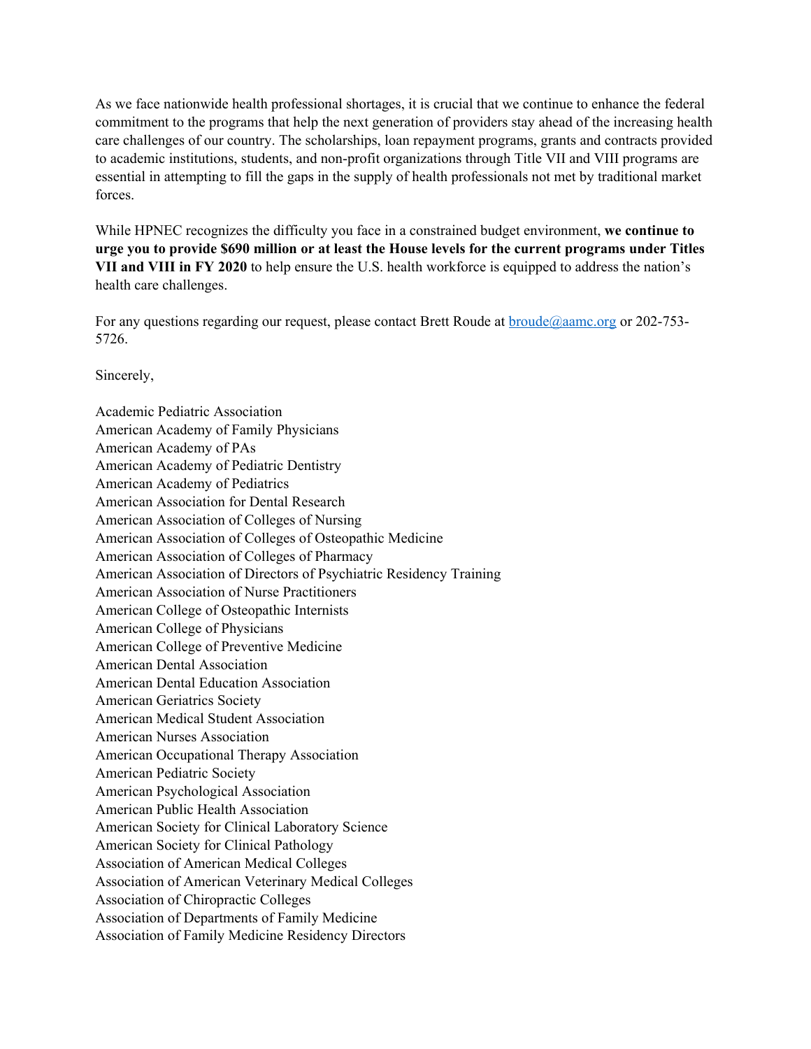As we face nationwide health professional shortages, it is crucial that we continue to enhance the federal commitment to the programs that help the next generation of providers stay ahead of the increasing health care challenges of our country. The scholarships, loan repayment programs, grants and contracts provided to academic institutions, students, and non-profit organizations through Title VII and VIII programs are essential in attempting to fill the gaps in the supply of health professionals not met by traditional market forces.

While HPNEC recognizes the difficulty you face in a constrained budget environment, **we continue to urge you to provide $690 million or at least the House levels for the current programs under Titles VII and VIII in FY 2020** to help ensure the U.S. health workforce is equipped to address the nation's health care challenges.

For any questions regarding our request, please contact Brett Roude at broude@aamc.org or 202-753-5726.

Sincerely,

Academic Pediatric Association
American Academy of Family Physicians
American Academy of PAs
American Academy of Pediatric Dentistry
American Academy of Pediatrics
American Association for Dental Research
American Association of Colleges of Nursing
American Association of Colleges of Osteopathic Medicine
American Association of Colleges of Pharmacy
American Association of Directors of Psychiatric Residency Training
American Association of Nurse Practitioners
American College of Osteopathic Internists
American College of Physicians
American College of Preventive Medicine
American Dental Association
American Dental Education Association
American Geriatrics Society
American Medical Student Association
American Nurses Association
American Occupational Therapy Association
American Pediatric Society
American Psychological Association
American Public Health Association
American Society for Clinical Laboratory Science
American Society for Clinical Pathology
Association of American Medical Colleges
Association of American Veterinary Medical Colleges
Association of Chiropractic Colleges
Association of Departments of Family Medicine
Association of Family Medicine Residency Directors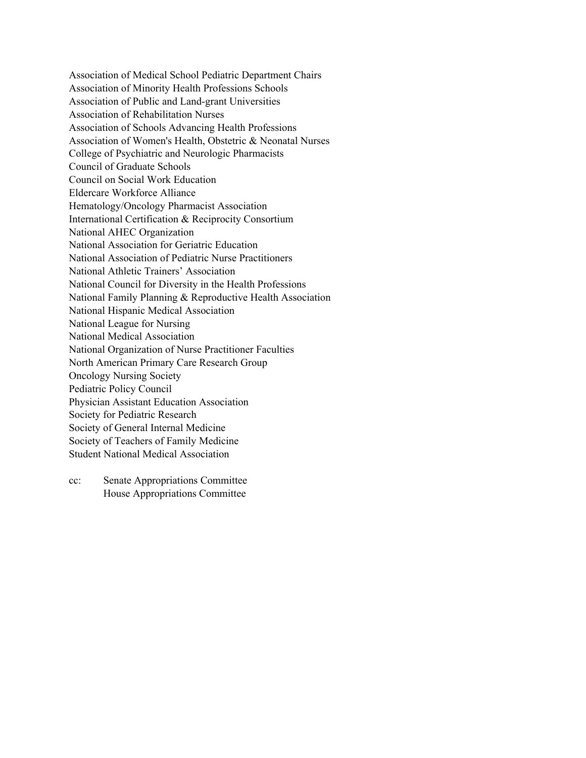Association of Medical School Pediatric Department Chairs
Association of Minority Health Professions Schools
Association of Public and Land-grant Universities
Association of Rehabilitation Nurses
Association of Schools Advancing Health Professions
Association of Women's Health, Obstetric & Neonatal Nurses
College of Psychiatric and Neurologic Pharmacists
Council of Graduate Schools
Council on Social Work Education
Eldercare Workforce Alliance
Hematology/Oncology Pharmacist Association
International Certification & Reciprocity Consortium
National AHEC Organization
National Association for Geriatric Education
National Association of Pediatric Nurse Practitioners
National Athletic Trainers' Association
National Council for Diversity in the Health Professions
National Family Planning & Reproductive Health Association
National Hispanic Medical Association
National League for Nursing
National Medical Association
National Organization of Nurse Practitioner Faculties
North American Primary Care Research Group
Oncology Nursing Society
Pediatric Policy Council
Physician Assistant Education Association
Society for Pediatric Research
Society of General Internal Medicine
Society of Teachers of Family Medicine
Student National Medical Association

cc: Senate Appropriations Committee
House Appropriations Committee